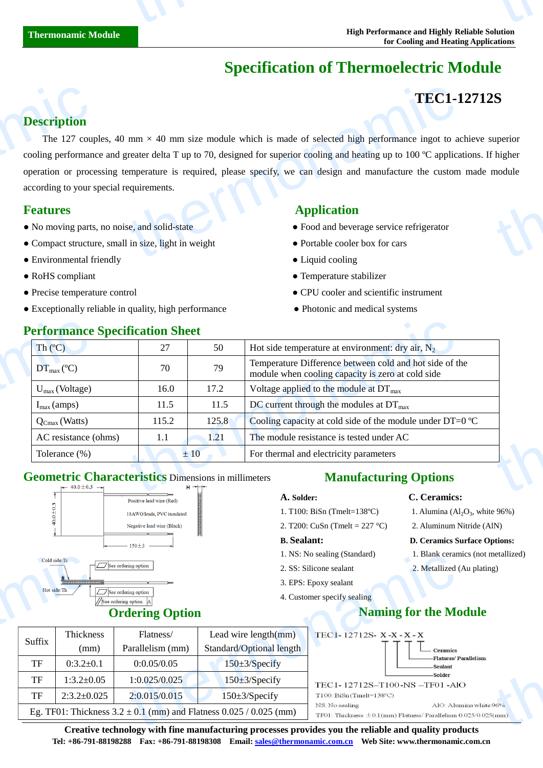# Specification of Thermoelectric Module

## TEC1-12712S

## Description

The 127 couples, 40 mm × 40 mm size module which is made of selected high performance ingot to achieve superior cooling performance and greater delta T up to 70, designed for superior cooling and heating up to 100 ºC applications. If higher operation or processing temperature is required, please specify, we can design and manufacture the custom made module according to your special requirements.

## Features

- No moving parts, no noise, and solid-state
- Compact structure, small in size, light in weight
- Environmental friendly
- RoHS compliant
- Precise temperature control
- Exceptionally reliable in quality, high performance

## Application

- Food and beverage service refrigerator
- Portable cooler box for cars
- Liquid cooling
- Temperature stabilizer
- CPU cooler and scientific instrument
- Photonic and medical systems

## Performance Specification Sheet

| Th (ºC) | 27 | 50 | Hot side temperature at environment: dry air, $N_2$ |
|---|---|---|---|
| $DT_{max}$ (ºC) | 70 | 79 | Temperature Difference between cold and hot side of the module when cooling capacity is zero at cold side |
| $U_{max}$ (Voltage) | 16.0 | 17.2 | Voltage applied to the module at $DT_{max}$ |
| $I_{max}$ (amps) | 11.5 | 11.5 | DC current through the modules at $DT_{max}$ |
| $Q_{Cmax}$ (Watts) | 115.2 | 125.8 | Cooling capacity at cold side of the module under DT=0 ºC |
| AC resistance (ohms) | 1.1 | 1.21 | The module resistance is tested under AC |
| Tolerance (%) | ± 10 | | For thermal and electricity parameters |

## Geometric Characteristics

Dimensions in millimeters

40.0±0.3 × 40.0±0.3; Positive lead wire (Red); 18AWG leads, PVC insulated; Negative lead wire (Black); 150±3; H; Cold side:Tc; Hot side:Th; See ordering option

## Manufacturing Options

**A. Solder:**

1. T100: BiSn (Tmelt=138ºC)
2. T200: CuSn (Tmelt = 227 °C)

**B. Sealant:**

1. NS: No sealing (Standard)
2. SS: Silicone sealant
3. EPS: Epoxy sealant
4. Customer specify sealing

**C. Ceramics:**

1. Alumina ($Al_2O_3$, white 96%)
2. Aluminum Nitride (AlN)

**D. Ceramics Surface Options:**

1. Blank ceramics (not metallized)
2. Metallized (Au plating)

## Ordering Option

| Suffix | Thickness (mm) | Flatness/ Parallelism (mm) | Lead wire length(mm) Standard/Optional length |
|---|---|---|---|
| TF | 0:3.2±0.1 | 0:0.05/0.05 | 150±3/Specify |
| TF | 1:3.2±0.05 | 1:0.025/0.025 | 150±3/Specify |
| TF | 2:3.2±0.025 | 2:0.015/0.015 | 150±3/Specify |
| Eg. TF01: Thickness 3.2 ± 0.1 (mm) and Flatness 0.025 / 0.025 (mm) | | | |

## Naming for the Module

TEC1- 12712S- X -X - X - X

(Solder – Sealant – Flatness/ Parallelism – Ceramics)

TEC1- 12712S–T100 -NS –TF01 -AlO

T100: BiSn (Tmelt=138ºC)

NS: No sealing

AlO: Alumina white 96%

TF01: Thickness ±0.1(mm) Flatness/ Parallelism 0.025/0.025(mm)

**Creative technology with fine manufacturing processes provides you the reliable and quality products**

**Tel: +86-791-88198288 Fax: +86-791-88198308 Email: sales@thermonamic.com.cn Web Site: www.thermonamic.com.cn**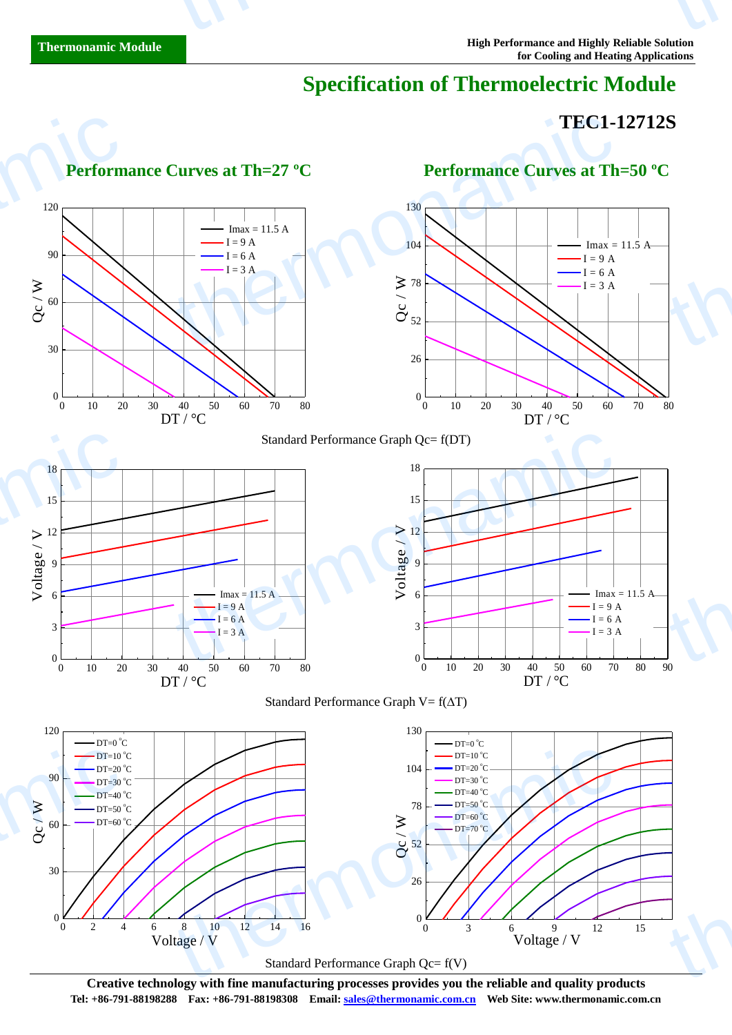# Specification of Thermoelectric Module

## TEC1-12712S

### Performance Curves at Th=27 ºC

### Performance Curves at Th=50 ºC

Standard Performance Graph Qc= f(DT)

Standard Performance Graph V= f(ΔT)

Standard Performance Graph Qc= f(V)

**Creative technology with fine manufacturing processes provides you the reliable and quality products**

**Tel: +86-791-88198288 Fax: +86-791-88198308 Email: sales@thermonamic.com.cn Web Site: www.thermonamic.com.cn**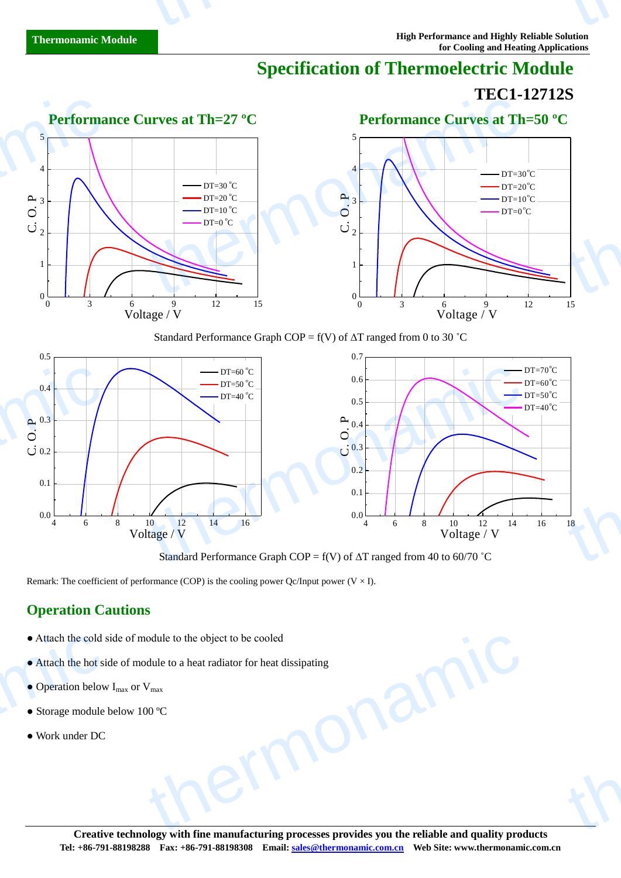# Specification of Thermoelectric Module

## TEC1-12712S

### Performance Curves at Th=27 ºC

C. O. P
Voltage / V
DT=30 °C
DT=20 °C
DT=10 °C
DT=0 °C

### Performance Curves at Th=50 ºC

C. O. P
Voltage / V
DT=30°C
DT=20°C
DT=10°C
DT=0°C

Standard Performance Graph COP = f(V) of ΔT ranged from 0 to 30 ˚C

C. O. P
Voltage / V
DT=60 °C
DT=50 °C
DT=40 °C

C. O. P
Voltage / V
DT=70°C
DT=60°C
DT=50°C
DT=40°C

Standard Performance Graph COP = f(V) of ΔT ranged from 40 to 60/70 ˚C

Remark: The coefficient of performance (COP) is the cooling power Qc/Input power (V × I).

## Operation Cautions

- Attach the cold side of module to the object to be cooled
- Attach the hot side of module to a heat radiator for heat dissipating
- Operation below $I_{max}$ or $V_{max}$
- Storage module below 100 ºC
- Work under DC